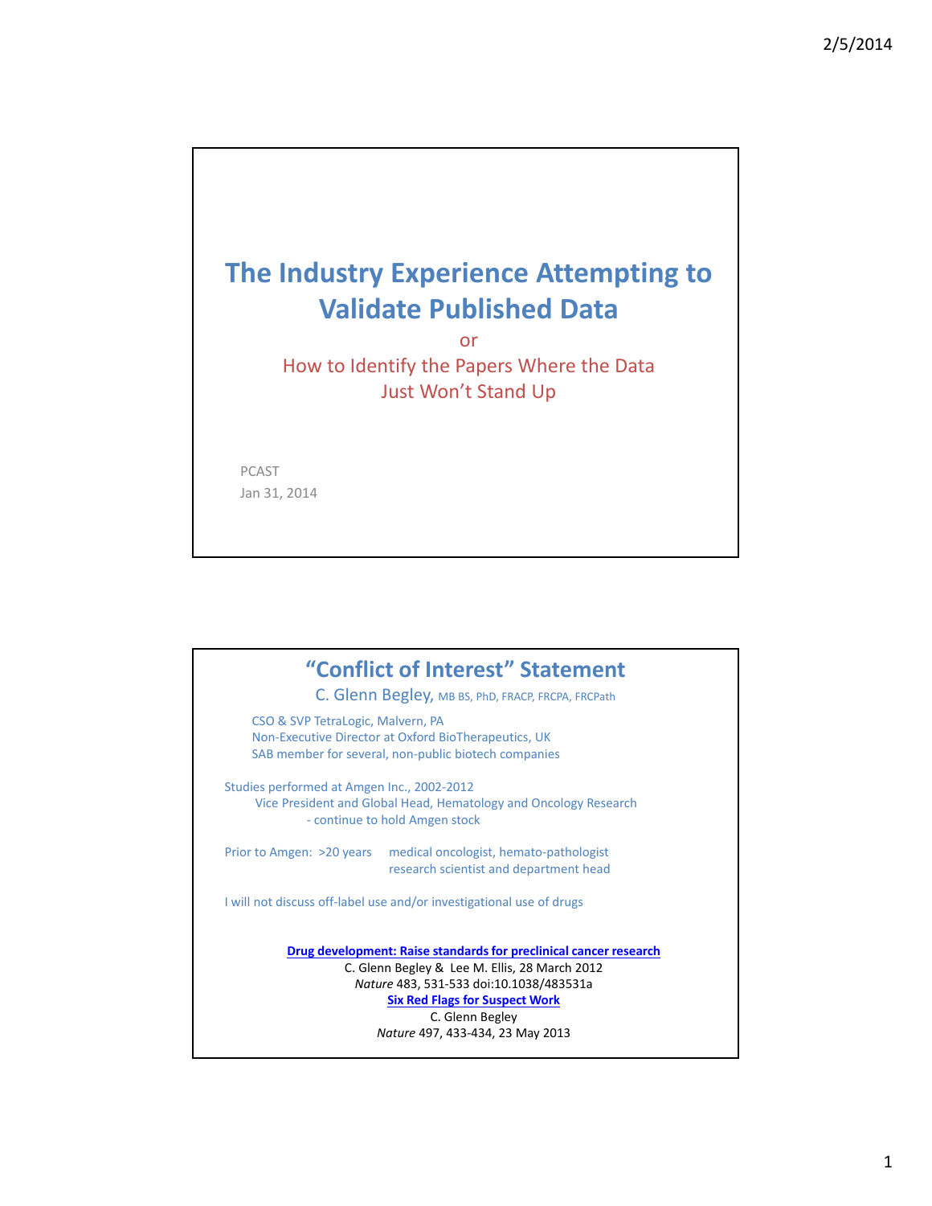# The Industry Experience Attempting to Validate Published Data

or

How to Identify the Papers Where the Data Just Won't Stand Up

PCAST
Jan 31, 2014

## "Conflict of Interest" Statement

C. Glenn Begley, MB BS, PhD, FRACP, FRCPA, FRCPath

- CSO & SVP TetraLogic, Malvern, PA
- Non-Executive Director at Oxford BioTherapeutics, UK
- SAB member for several, non-public biotech companies

Studies performed at Amgen Inc., 2002-2012
 Vice President and Global Head, Hematology and Oncology Research
 - continue to hold Amgen stock

Prior to Amgen: >20 years medical oncologist, hemato-pathologist
 research scientist and department head

I will not discuss off-label use and/or investigational use of drugs

**Drug development: Raise standards for preclinical cancer research**
C. Glenn Begley & Lee M. Ellis, 28 March 2012
*Nature* 483, 531-533 doi:10.1038/483531a

**Six Red Flags for Suspect Work**
C. Glenn Begley
*Nature* 497, 433-434, 23 May 2013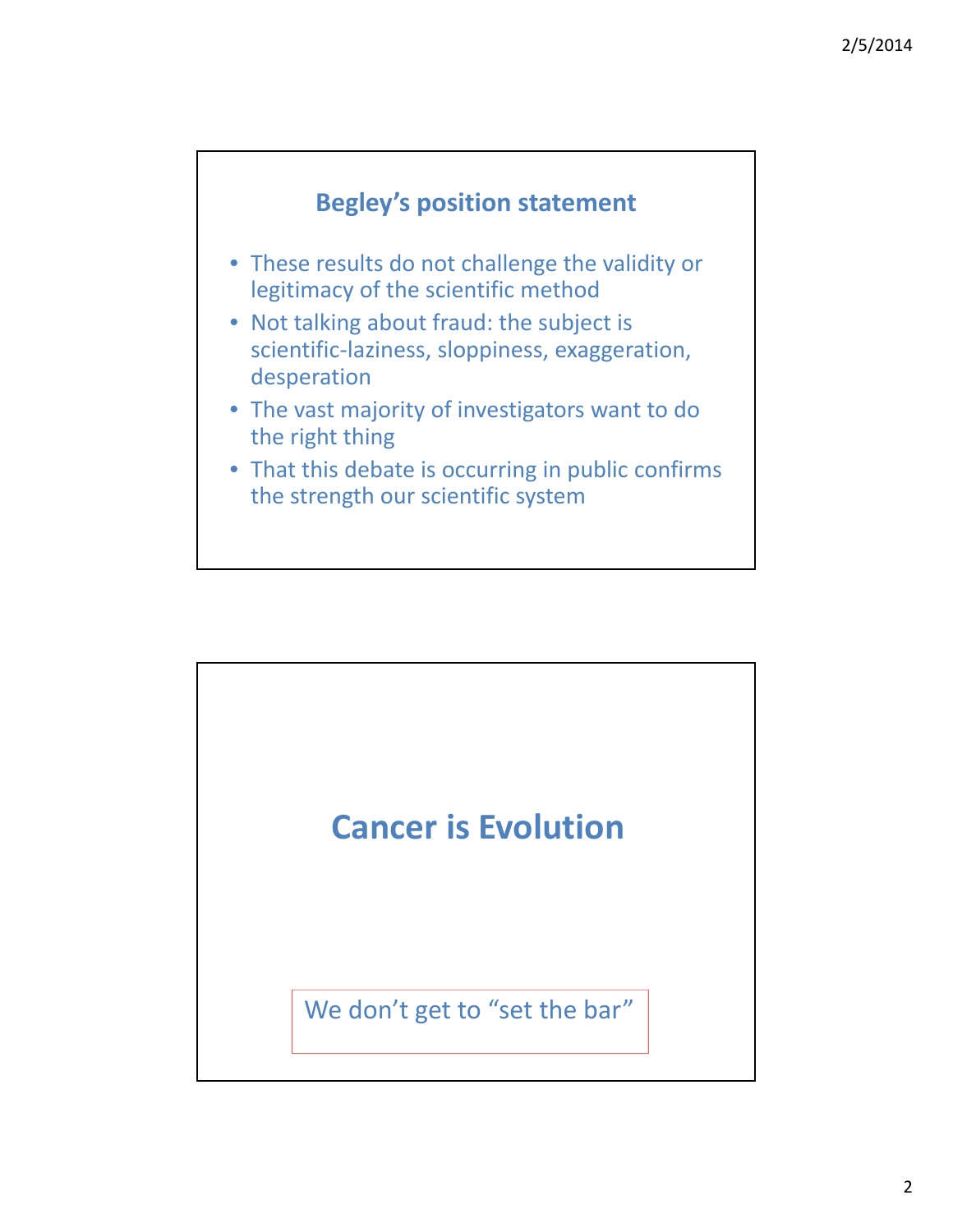## Begley's position statement

- These results do not challenge the validity or legitimacy of the scientific method
- Not talking about fraud: the subject is scientific-laziness, sloppiness, exaggeration, desperation
- The vast majority of investigators want to do the right thing
- That this debate is occurring in public confirms the strength our scientific system

## Cancer is Evolution

We don't get to "set the bar"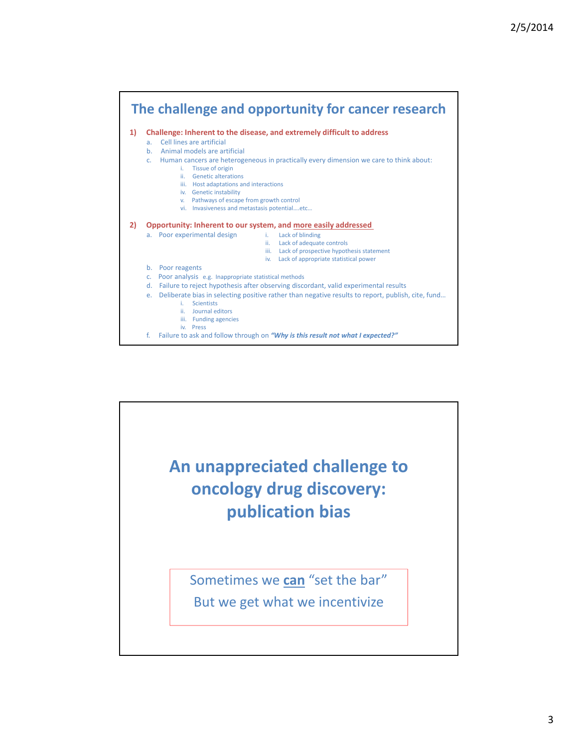## The challenge and opportunity for cancer research

1) **Challenge: Inherent to the disease, and extremely difficult to address**
   a. Cell lines are artificial
   b. Animal models are artificial
   c. Human cancers are heterogeneous in practically every dimension we care to think about:
      i. Tissue of origin
      ii. Genetic alterations
      iii. Host adaptations and interactions
      iv. Genetic instability
      v. Pathways of escape from growth control
      vi. Invasiveness and metastasis potential….etc…

2) **Opportunity: Inherent to our system, and <u>more easily addressed</u>**
   a. Poor experimental design
      i. Lack of blinding
      ii. Lack of adequate controls
      iii. Lack of prospective hypothesis statement
      iv. Lack of appropriate statistical power
   b. Poor reagents
   c. Poor analysis e.g. Inappropriate statistical methods
   d. Failure to reject hypothesis after observing discordant, valid experimental results
   e. Deliberate bias in selecting positive rather than negative results to report, publish, cite, fund…
      i. Scientists
      ii. Journal editors
      iii. Funding agencies
      iv. Press
   f. Failure to ask and follow through on ***"Why is this result not what I expected?"***

## An unappreciated challenge to oncology drug discovery: publication bias

Sometimes we **<u>can</u>** "set the bar"

But we get what we incentivize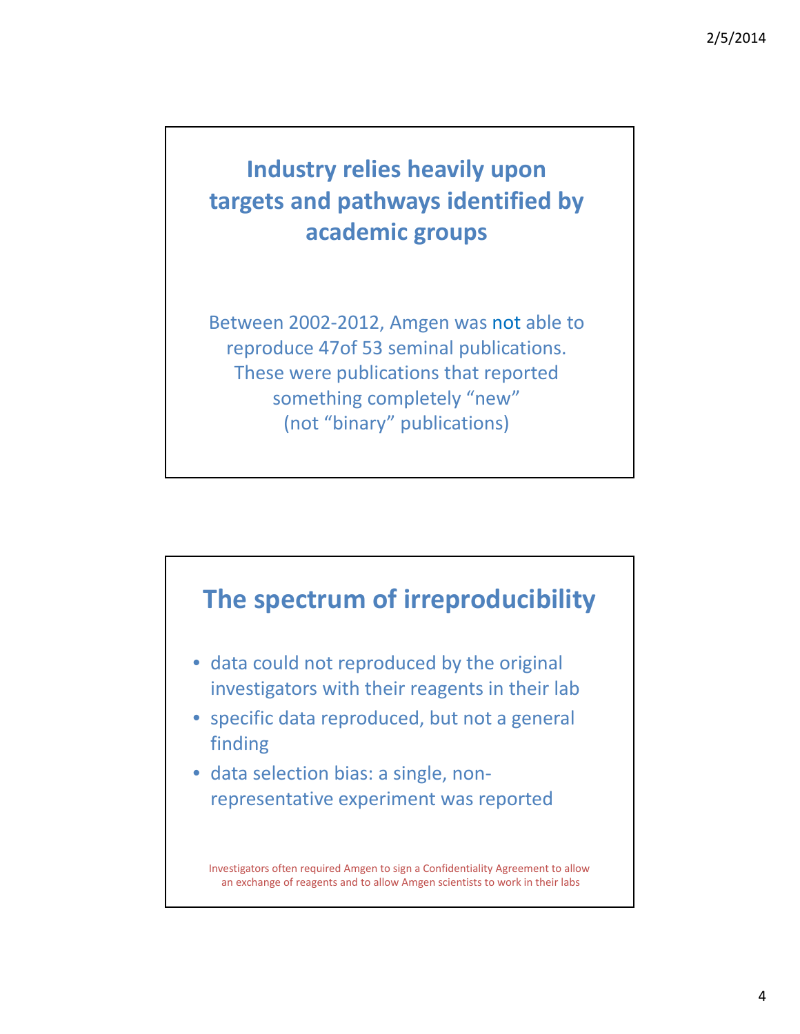## Industry relies heavily upon targets and pathways identified by academic groups

Between 2002-2012, Amgen was not able to reproduce 47of 53 seminal publications. These were publications that reported something completely "new" (not "binary" publications)

## The spectrum of irreproducibility

- data could not reproduced by the original investigators with their reagents in their lab
- specific data reproduced, but not a general finding
- data selection bias: a single, non-representative experiment was reported

Investigators often required Amgen to sign a Confidentiality Agreement to allow an exchange of reagents and to allow Amgen scientists to work in their labs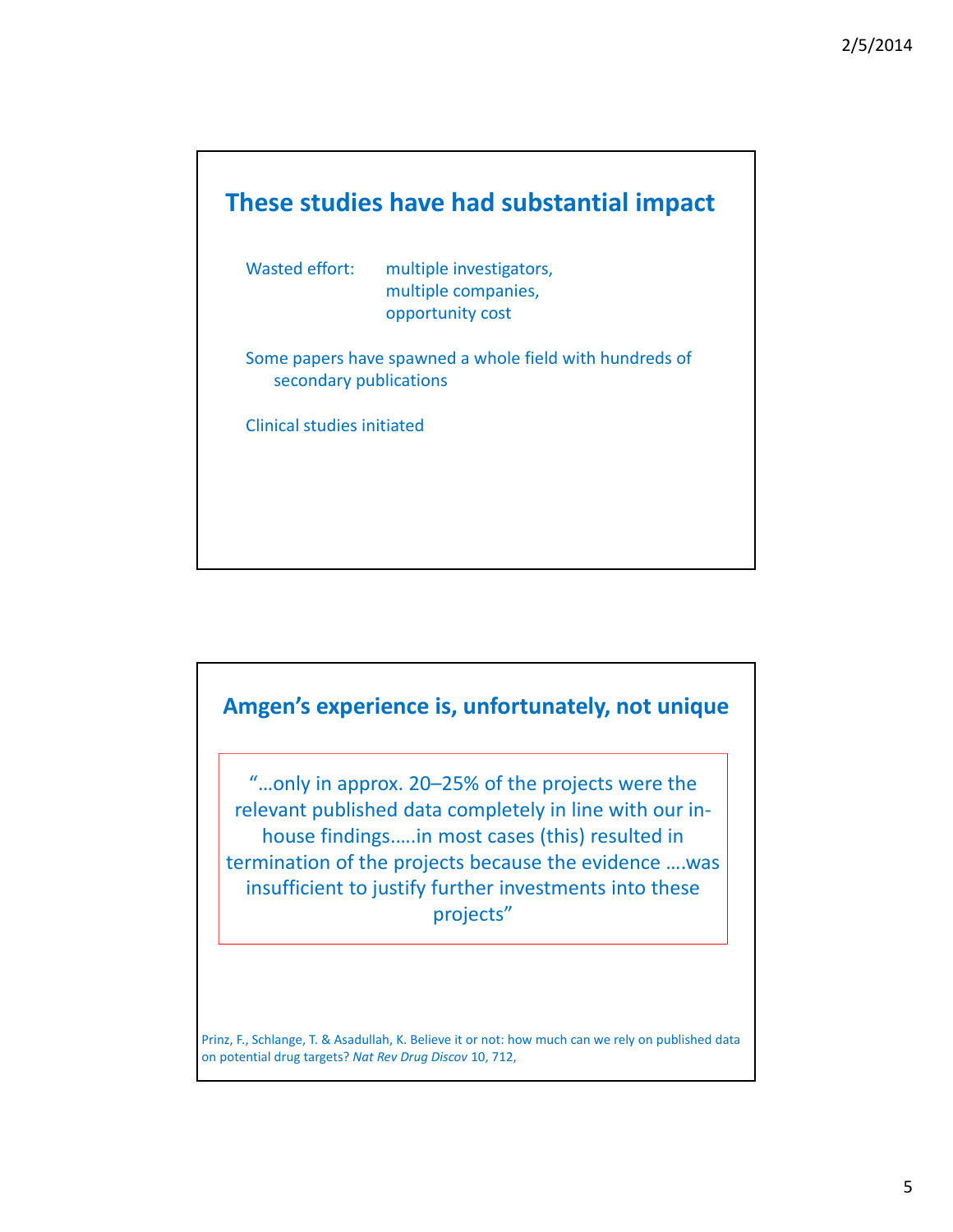## These studies have had substantial impact

Wasted effort: multiple investigators,
multiple companies,
opportunity cost

Some papers have spawned a whole field with hundreds of secondary publications

Clinical studies initiated

## Amgen's experience is, unfortunately, not unique

> "…only in approx. 20–25% of the projects were the relevant published data completely in line with our in-house findings…..in most cases (this) resulted in termination of the projects because the evidence ….was insufficient to justify further investments into these projects"

Prinz, F., Schlange, T. & Asadullah, K. Believe it or not: how much can we rely on published data on potential drug targets? *Nat Rev Drug Discov* 10, 712,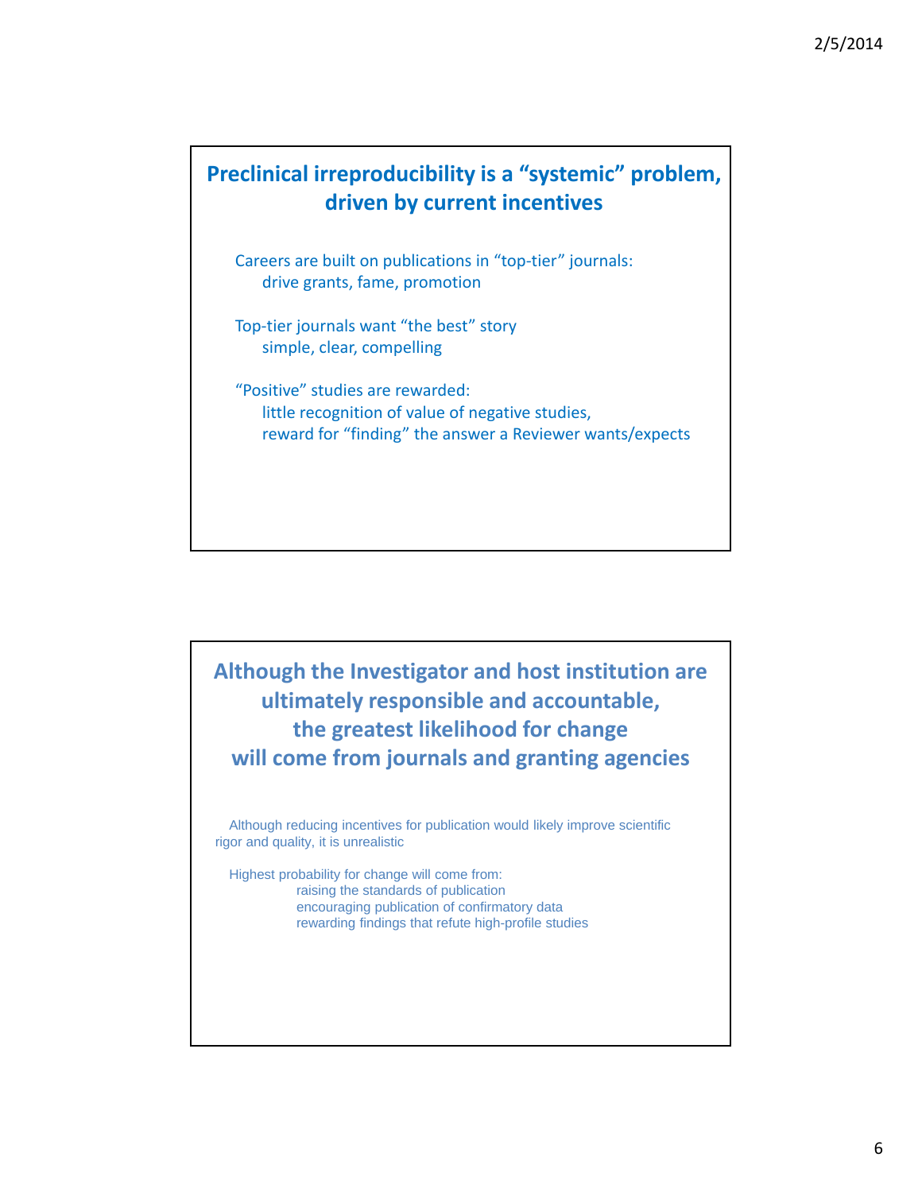## Preclinical irreproducibility is a "systemic" problem, driven by current incentives

Careers are built on publications in "top-tier" journals:
- drive grants, fame, promotion

Top-tier journals want "the best" story
- simple, clear, compelling

"Positive" studies are rewarded:
- little recognition of value of negative studies,
- reward for "finding" the answer a Reviewer wants/expects

## Although the Investigator and host institution are ultimately responsible and accountable, the greatest likelihood for change will come from journals and granting agencies

Although reducing incentives for publication would likely improve scientific rigor and quality, it is unrealistic

Highest probability for change will come from:
- raising the standards of publication
- encouraging publication of confirmatory data
- rewarding findings that refute high-profile studies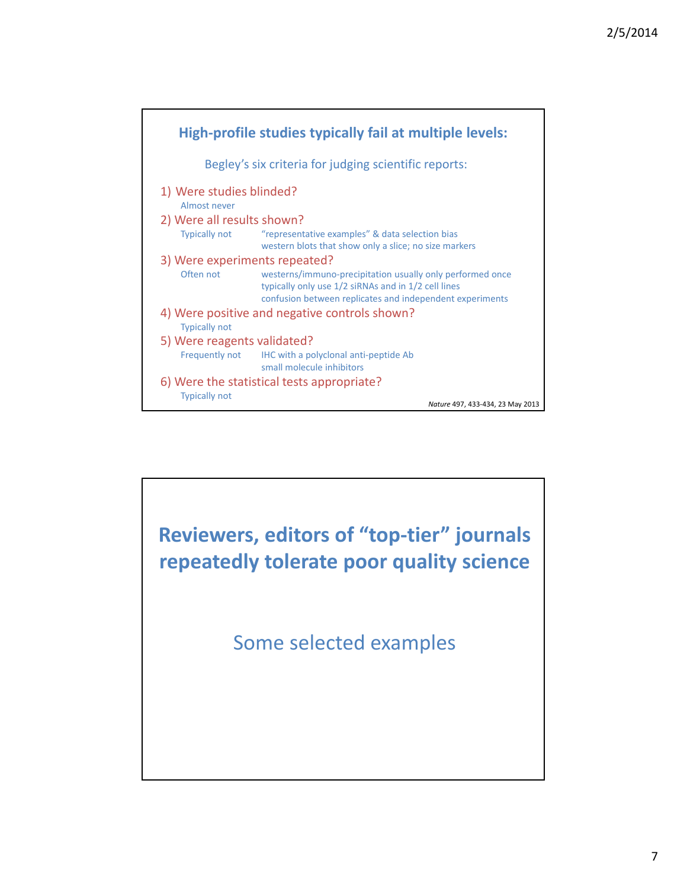## High-profile studies typically fail at multiple levels:

Begley's six criteria for judging scientific reports:

1) Were studies blinded?
   - Almost never
2) Were all results shown?
   - Typically not — "representative examples" & data selection bias; western blots that show only a slice; no size markers
3) Were experiments repeated?
   - Often not — westerns/immuno-precipitation usually only performed once; typically only use 1/2 siRNAs and in 1/2 cell lines; confusion between replicates and independent experiments
4) Were positive and negative controls shown?
   - Typically not
5) Were reagents validated?
   - Frequently not — IHC with a polyclonal anti-peptide Ab; small molecule inhibitors
6) Were the statistical tests appropriate?
   - Typically not

*Nature* 497, 433-434, 23 May 2013

## Reviewers, editors of "top-tier" journals repeatedly tolerate poor quality science

Some selected examples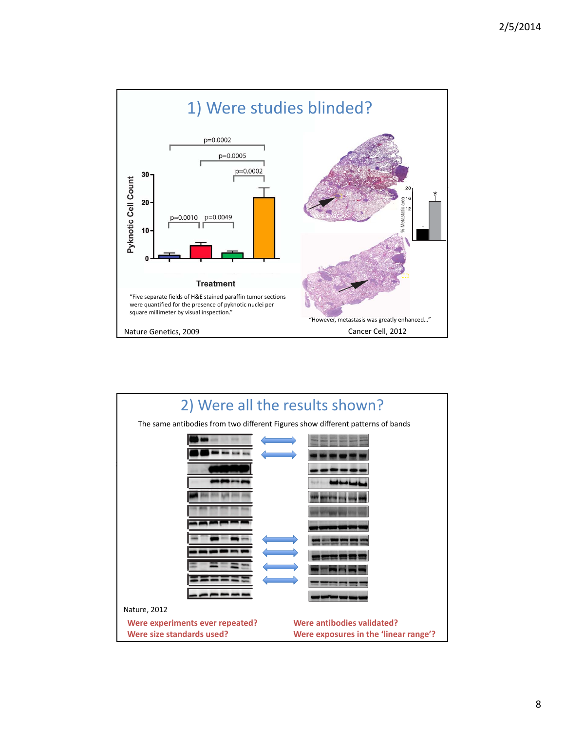## 1) Were studies blinded?

p=0.0002

p=0.0005

p=0.0002

p=0.0010 p=0.0049

Pyknotic Cell Count

Treatment

"Five separate fields of H&E stained paraffin tumor sections were quantified for the presence of pyknotic nuclei per square millimeter by visual inspection."

Nature Genetics, 2009

"However, metastasis was greatly enhanced…"

Cancer Cell, 2012

## 2) Were all the results shown?

The same antibodies from two different Figures show different patterns of bands

Nature, 2012

**Were experiments ever repeated?**

**Were size standards used?**

**Were antibodies validated?**

**Were exposures in the 'linear range'?**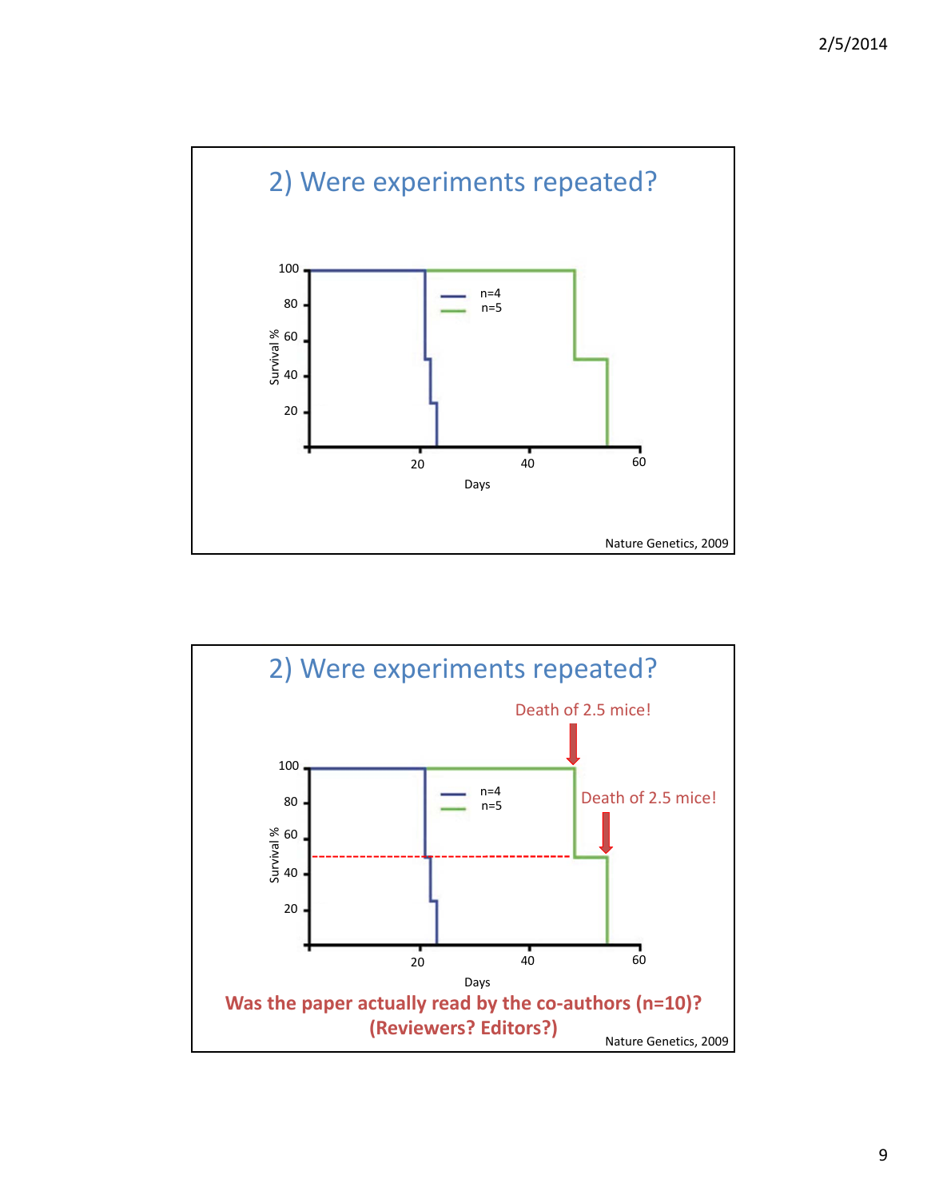## 2) Were experiments repeated?

Survival % (y-axis: 20, 40, 60, 80, 100) vs. Days (x-axis: 20, 40, 60)

Legend: n=4, n=5

Nature Genetics, 2009

## 2) Were experiments repeated?

Death of 2.5 mice!

Death of 2.5 mice!

Survival % (y-axis: 20, 40, 60, 80, 100) vs. Days (x-axis: 20, 40, 60)

Legend: n=4, n=5

**Was the paper actually read by the co-authors (n=10)?**
**(Reviewers? Editors?)**

Nature Genetics, 2009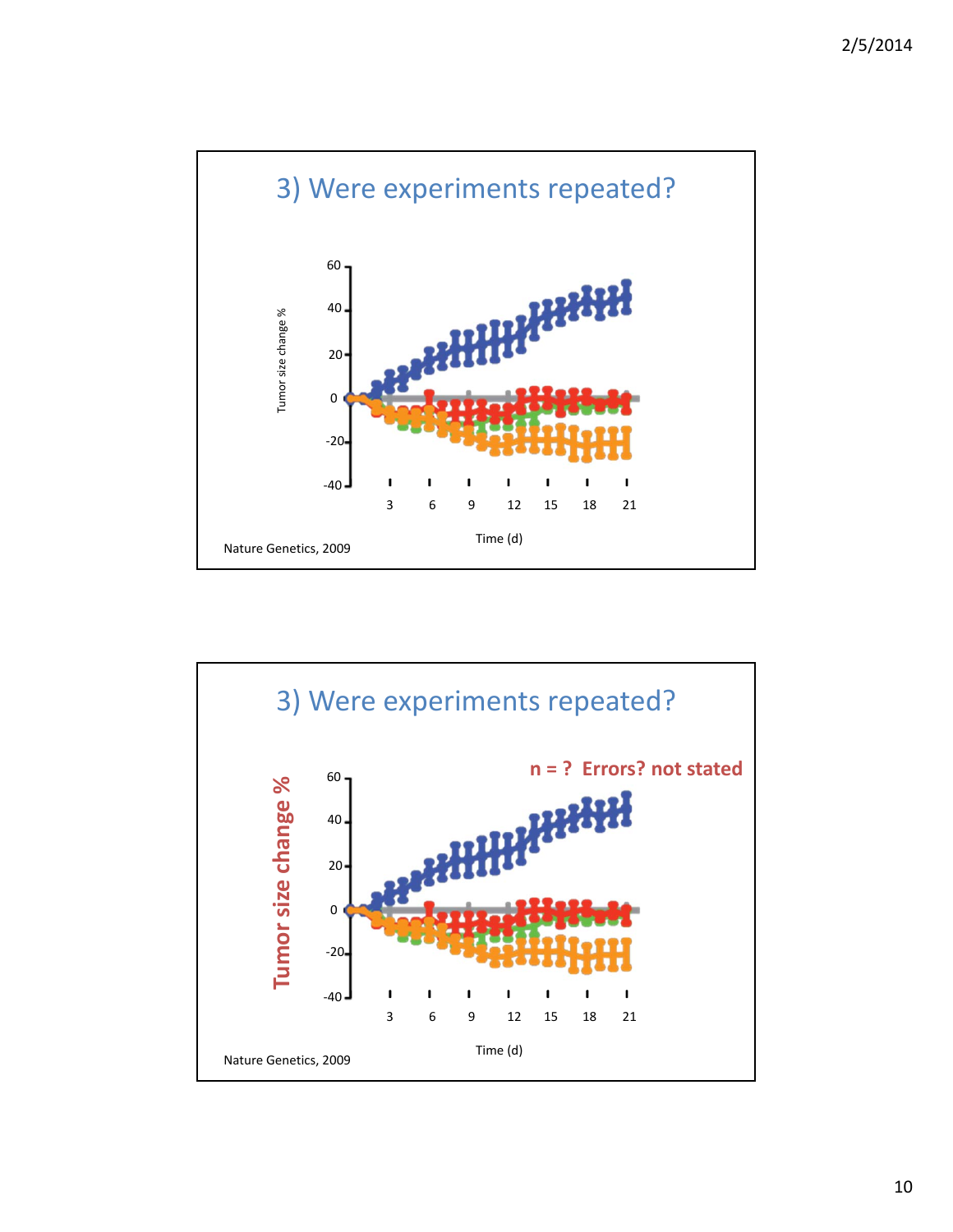## 3) Were experiments repeated?

Tumor size change %

60
40
20
0
-20
-40

3 6 9 12 15 18 21

Time (d)

Nature Genetics, 2009

## 3) Were experiments repeated?

**n = ? Errors? not stated**

**Tumor size change %**

60
40
20
0
-20
-40

3 6 9 12 15 18 21

Time (d)

Nature Genetics, 2009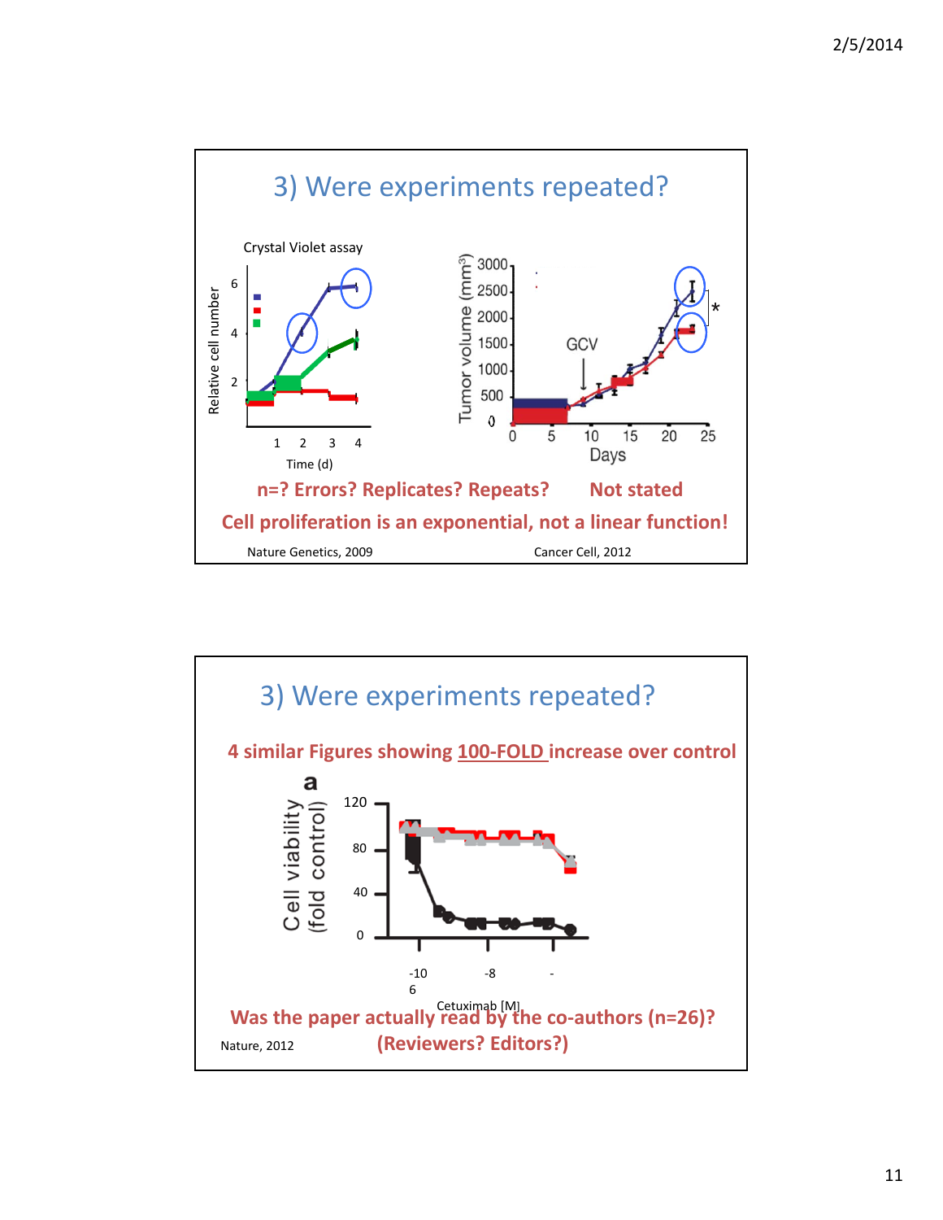## 3) Were experiments repeated?

Crystal Violet assay

Relative cell number

Time (d)

Tumor volume ($mm^3$)

GCV

Days

**n=? Errors? Replicates? Repeats? Not stated**

**Cell proliferation is an exponential, not a linear function!**

Nature Genetics, 2009

Cancer Cell, 2012

## 3) Were experiments repeated?

**4 similar Figures showing 100-FOLD increase over control**

a

Cell viability (fold control)

Cetuximab [M]

**Was the paper actually read by the co-authors (n=26)? (Reviewers? Editors?)**

Nature, 2012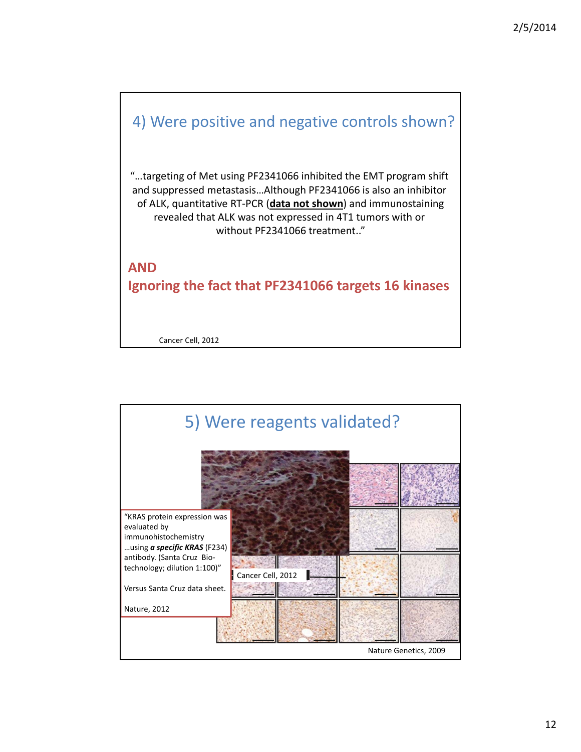## 4) Were positive and negative controls shown?

"…targeting of Met using PF2341066 inhibited the EMT program shift and suppressed metastasis…Although PF2341066 is also an inhibitor of ALK, quantitative RT-PCR (**data not shown**) and immunostaining revealed that ALK was not expressed in 4T1 tumors with or without PF2341066 treatment.."

**AND**
**Ignoring the fact that PF2341066 targets 16 kinases**

Cancer Cell, 2012

## 5) Were reagents validated?

"KRAS protein expression was evaluated by immunohistochemistry …using ***a specific KRAS*** (F234) antibody. (Santa Cruz Biotechnology; dilution 1:100)"

Versus Santa Cruz data sheet.

Nature, 2012

Cancer Cell, 2012

Nature Genetics, 2009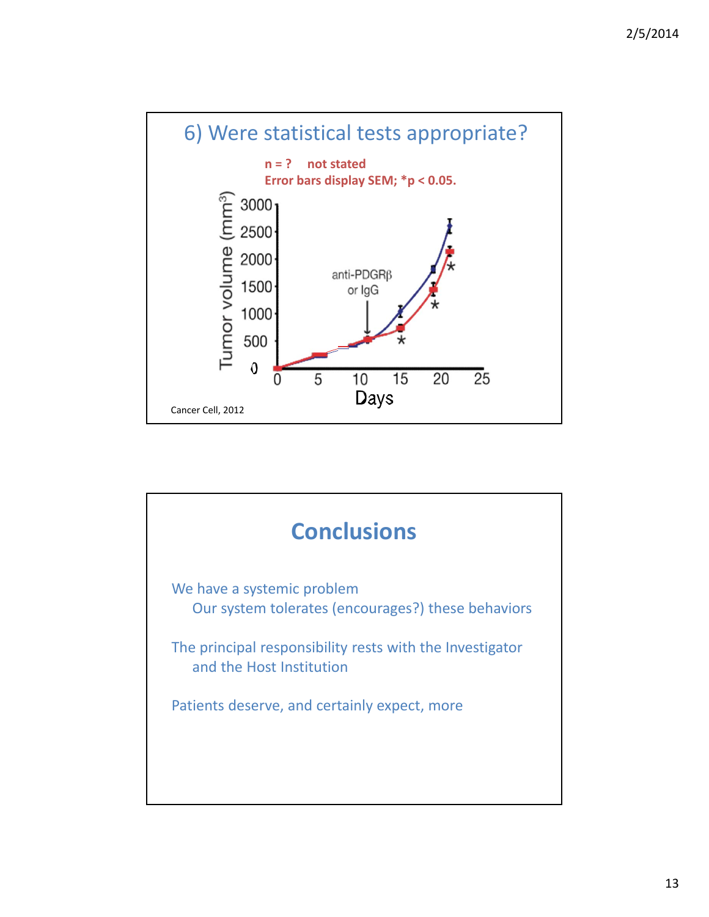## 6) Were statistical tests appropriate?

**n = ? not stated**

**Error bars display SEM; *p < 0.05.**

Tumor volume ($mm^3$)

3000 2500 2000 1500 1000 500 0

anti-PDGRβ or IgG

0 5 10 15 20 25

Days

Cancer Cell, 2012

## Conclusions

We have a systemic problem

  Our system tolerates (encourages?) these behaviors

The principal responsibility rests with the Investigator and the Host Institution

Patients deserve, and certainly expect, more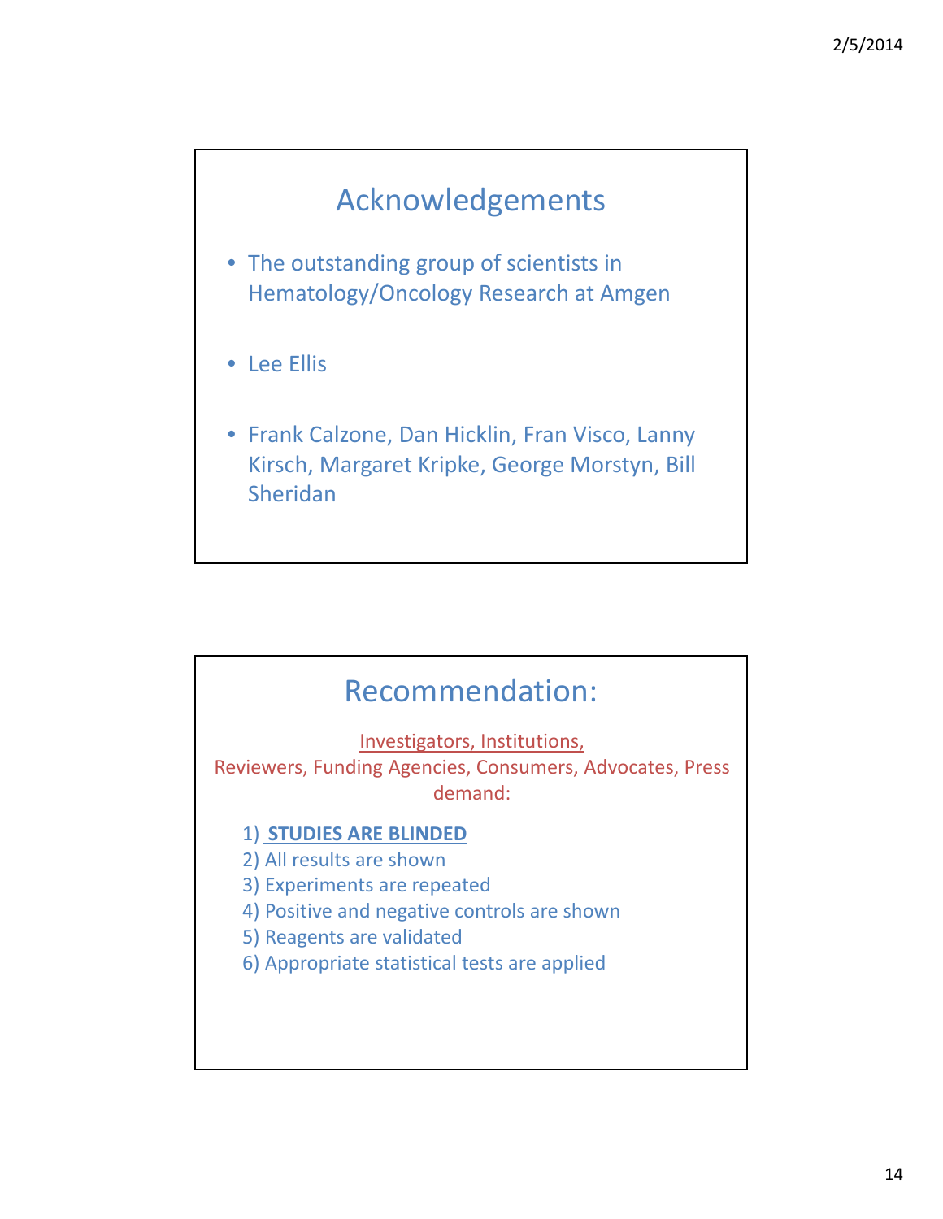## Acknowledgements

- The outstanding group of scientists in Hematology/Oncology Research at Amgen
- Lee Ellis
- Frank Calzone, Dan Hicklin, Fran Visco, Lanny Kirsch, Margaret Kripke, George Morstyn, Bill Sheridan

## Recommendation:

Investigators, Institutions,
Reviewers, Funding Agencies, Consumers, Advocates, Press demand:

1) **STUDIES ARE BLINDED**
2) All results are shown
3) Experiments are repeated
4) Positive and negative controls are shown
5) Reagents are validated
6) Appropriate statistical tests are applied